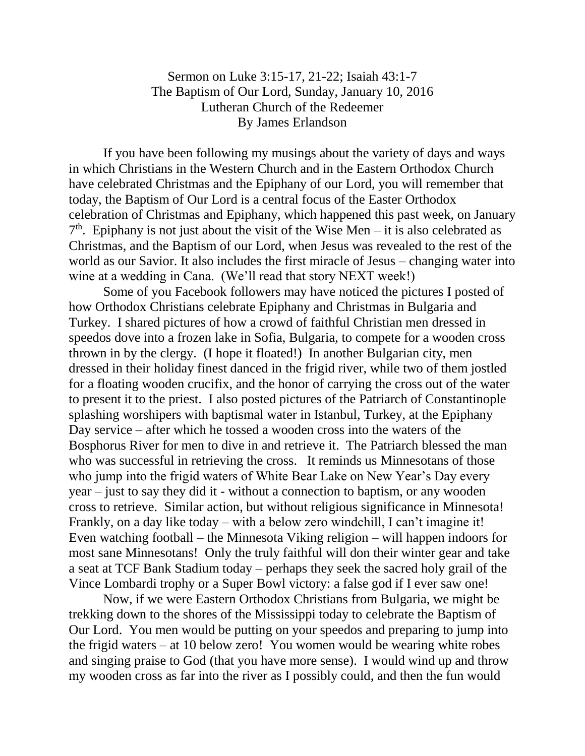Sermon on Luke 3:15-17, 21-22; Isaiah 43:1-7
The Baptism of Our Lord, Sunday, January 10, 2016
Lutheran Church of the Redeemer
By James Erlandson

If you have been following my musings about the variety of days and ways in which Christians in the Western Church and in the Eastern Orthodox Church have celebrated Christmas and the Epiphany of our Lord, you will remember that today, the Baptism of Our Lord is a central focus of the Easter Orthodox celebration of Christmas and Epiphany, which happened this past week, on January 7th. Epiphany is not just about the visit of the Wise Men – it is also celebrated as Christmas, and the Baptism of our Lord, when Jesus was revealed to the rest of the world as our Savior. It also includes the first miracle of Jesus – changing water into wine at a wedding in Cana. (We'll read that story NEXT week!)

Some of you Facebook followers may have noticed the pictures I posted of how Orthodox Christians celebrate Epiphany and Christmas in Bulgaria and Turkey. I shared pictures of how a crowd of faithful Christian men dressed in speedos dove into a frozen lake in Sofia, Bulgaria, to compete for a wooden cross thrown in by the clergy. (I hope it floated!) In another Bulgarian city, men dressed in their holiday finest danced in the frigid river, while two of them jostled for a floating wooden crucifix, and the honor of carrying the cross out of the water to present it to the priest. I also posted pictures of the Patriarch of Constantinople splashing worshipers with baptismal water in Istanbul, Turkey, at the Epiphany Day service – after which he tossed a wooden cross into the waters of the Bosphorus River for men to dive in and retrieve it. The Patriarch blessed the man who was successful in retrieving the cross. It reminds us Minnesotans of those who jump into the frigid waters of White Bear Lake on New Year's Day every year – just to say they did it - without a connection to baptism, or any wooden cross to retrieve. Similar action, but without religious significance in Minnesota! Frankly, on a day like today – with a below zero windchill, I can't imagine it! Even watching football – the Minnesota Viking religion – will happen indoors for most sane Minnesotans! Only the truly faithful will don their winter gear and take a seat at TCF Bank Stadium today – perhaps they seek the sacred holy grail of the Vince Lombardi trophy or a Super Bowl victory: a false god if I ever saw one!

Now, if we were Eastern Orthodox Christians from Bulgaria, we might be trekking down to the shores of the Mississippi today to celebrate the Baptism of Our Lord. You men would be putting on your speedos and preparing to jump into the frigid waters – at 10 below zero! You women would be wearing white robes and singing praise to God (that you have more sense). I would wind up and throw my wooden cross as far into the river as I possibly could, and then the fun would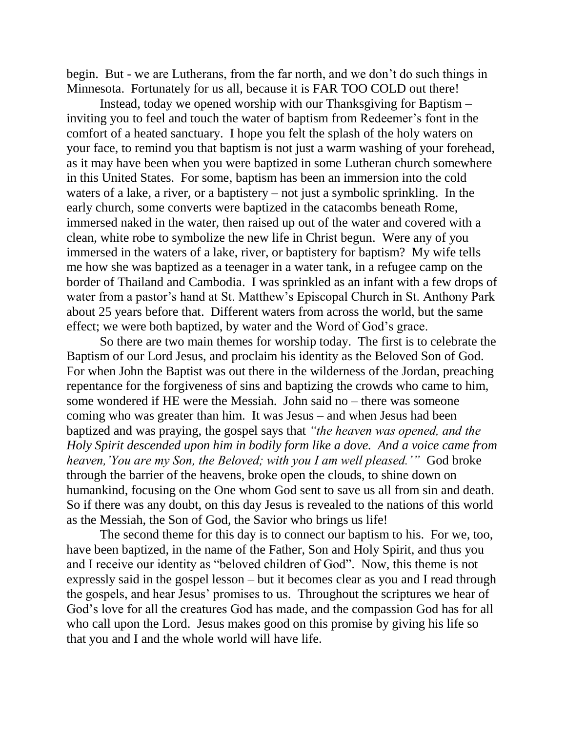begin. But - we are Lutherans, from the far north, and we don't do such things in Minnesota. Fortunately for us all, because it is FAR TOO COLD out there!

Instead, today we opened worship with our Thanksgiving for Baptism – inviting you to feel and touch the water of baptism from Redeemer's font in the comfort of a heated sanctuary. I hope you felt the splash of the holy waters on your face, to remind you that baptism is not just a warm washing of your forehead, as it may have been when you were baptized in some Lutheran church somewhere in this United States. For some, baptism has been an immersion into the cold waters of a lake, a river, or a baptistery – not just a symbolic sprinkling. In the early church, some converts were baptized in the catacombs beneath Rome, immersed naked in the water, then raised up out of the water and covered with a clean, white robe to symbolize the new life in Christ begun. Were any of you immersed in the waters of a lake, river, or baptistery for baptism? My wife tells me how she was baptized as a teenager in a water tank, in a refugee camp on the border of Thailand and Cambodia. I was sprinkled as an infant with a few drops of water from a pastor's hand at St. Matthew's Episcopal Church in St. Anthony Park about 25 years before that. Different waters from across the world, but the same effect; we were both baptized, by water and the Word of God's grace.

So there are two main themes for worship today. The first is to celebrate the Baptism of our Lord Jesus, and proclaim his identity as the Beloved Son of God. For when John the Baptist was out there in the wilderness of the Jordan, preaching repentance for the forgiveness of sins and baptizing the crowds who came to him, some wondered if HE were the Messiah. John said no – there was someone coming who was greater than him. It was Jesus – and when Jesus had been baptized and was praying, the gospel says that *"the heaven was opened, and the Holy Spirit descended upon him in bodily form like a dove. And a voice came from heaven,'You are my Son, the Beloved; with you I am well pleased.'"* God broke through the barrier of the heavens, broke open the clouds, to shine down on humankind, focusing on the One whom God sent to save us all from sin and death. So if there was any doubt, on this day Jesus is revealed to the nations of this world as the Messiah, the Son of God, the Savior who brings us life!

The second theme for this day is to connect our baptism to his. For we, too, have been baptized, in the name of the Father, Son and Holy Spirit, and thus you and I receive our identity as "beloved children of God". Now, this theme is not expressly said in the gospel lesson – but it becomes clear as you and I read through the gospels, and hear Jesus' promises to us. Throughout the scriptures we hear of God's love for all the creatures God has made, and the compassion God has for all who call upon the Lord. Jesus makes good on this promise by giving his life so that you and I and the whole world will have life.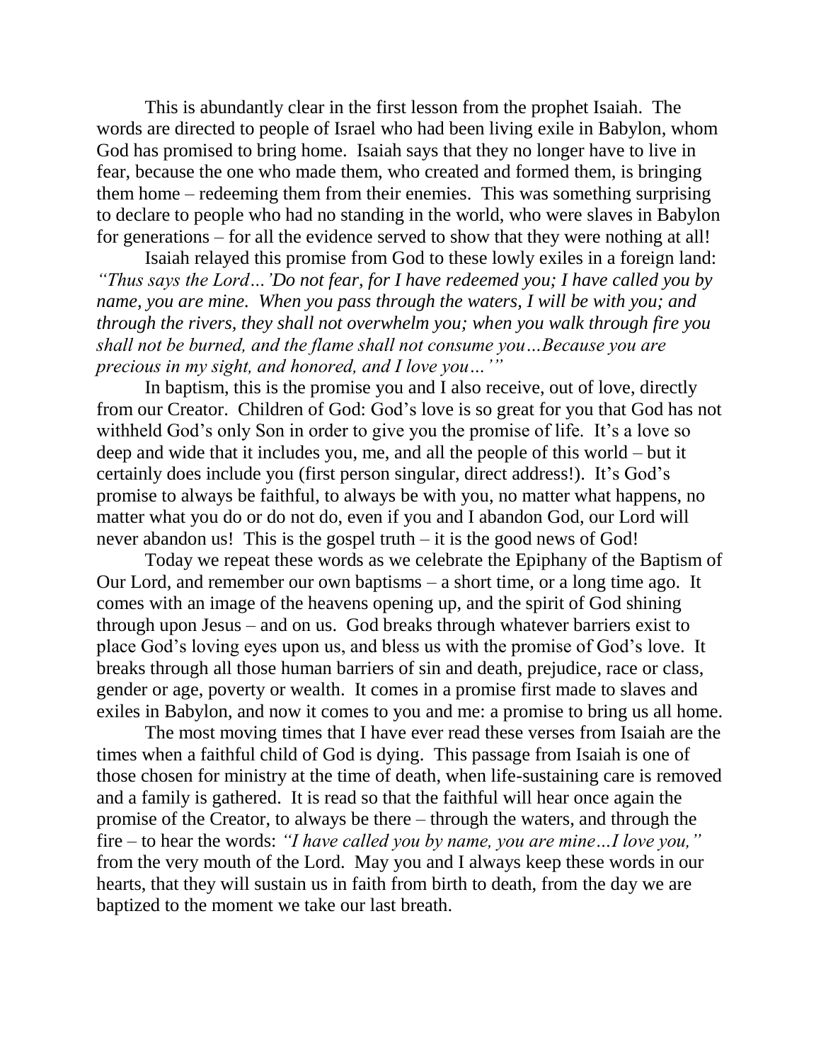This is abundantly clear in the first lesson from the prophet Isaiah. The words are directed to people of Israel who had been living exile in Babylon, whom God has promised to bring home. Isaiah says that they no longer have to live in fear, because the one who made them, who created and formed them, is bringing them home – redeeming them from their enemies. This was something surprising to declare to people who had no standing in the world, who were slaves in Babylon for generations – for all the evidence served to show that they were nothing at all!

Isaiah relayed this promise from God to these lowly exiles in a foreign land: *"Thus says the Lord…'Do not fear, for I have redeemed you; I have called you by name, you are mine. When you pass through the waters, I will be with you; and through the rivers, they shall not overwhelm you; when you walk through fire you shall not be burned, and the flame shall not consume you…Because you are precious in my sight, and honored, and I love you…'"*

In baptism, this is the promise you and I also receive, out of love, directly from our Creator. Children of God: God's love is so great for you that God has not withheld God's only Son in order to give you the promise of life. It's a love so deep and wide that it includes you, me, and all the people of this world – but it certainly does include you (first person singular, direct address!). It's God's promise to always be faithful, to always be with you, no matter what happens, no matter what you do or do not do, even if you and I abandon God, our Lord will never abandon us! This is the gospel truth – it is the good news of God!

Today we repeat these words as we celebrate the Epiphany of the Baptism of Our Lord, and remember our own baptisms – a short time, or a long time ago. It comes with an image of the heavens opening up, and the spirit of God shining through upon Jesus – and on us. God breaks through whatever barriers exist to place God's loving eyes upon us, and bless us with the promise of God's love. It breaks through all those human barriers of sin and death, prejudice, race or class, gender or age, poverty or wealth. It comes in a promise first made to slaves and exiles in Babylon, and now it comes to you and me: a promise to bring us all home.

The most moving times that I have ever read these verses from Isaiah are the times when a faithful child of God is dying. This passage from Isaiah is one of those chosen for ministry at the time of death, when life-sustaining care is removed and a family is gathered. It is read so that the faithful will hear once again the promise of the Creator, to always be there – through the waters, and through the fire – to hear the words: *"I have called you by name, you are mine…I love you,"* from the very mouth of the Lord. May you and I always keep these words in our hearts, that they will sustain us in faith from birth to death, from the day we are baptized to the moment we take our last breath.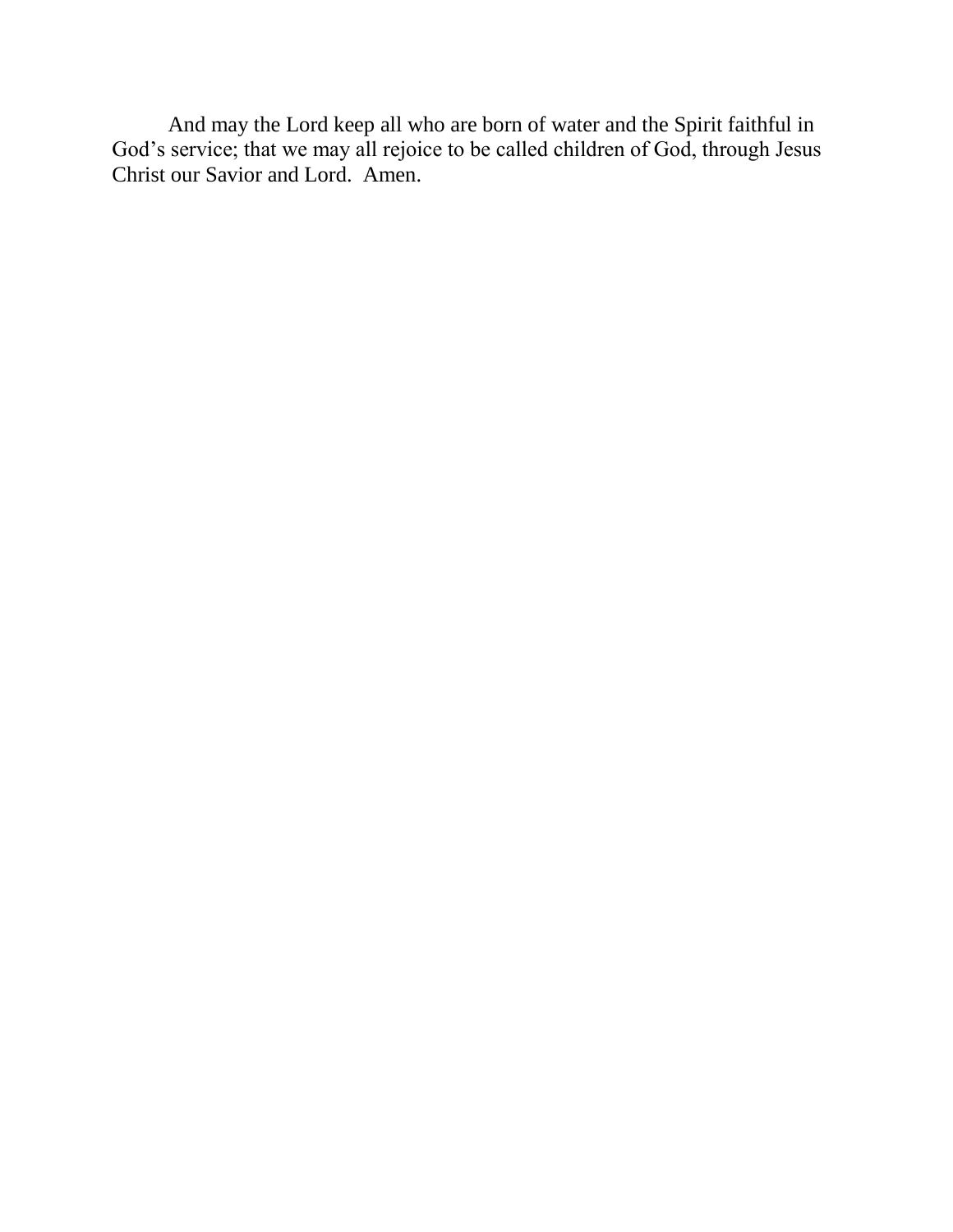And may the Lord keep all who are born of water and the Spirit faithful in God's service; that we may all rejoice to be called children of God, through Jesus Christ our Savior and Lord. Amen.